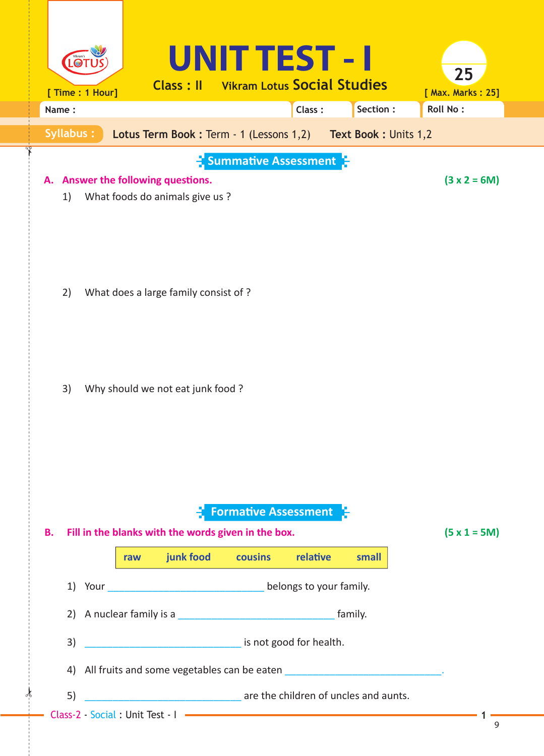# UNIT TEST - I

**Class : II** Vikram Lotus **Social Studies**

[ Time : 1 Hour] [ Max. Marks : 25]

**25**

Name : | Class : | Section : | Roll No :

**Syllabus :** **Lotus Term Book :** Term - 1 (Lessons 1,2) **Text Book :** Units 1,2

## Summative Assessment

**A. Answer the following questions.** **(3 x 2 = 6M)**

1) What foods do animals give us ?

2) What does a large family consist of ?

3) Why should we not eat junk food ?

## Formative Assessment

**B. Fill in the blanks with the words given in the box.** **(5 x 1 = 5M)**

| raw | junk food | cousins | relative | small |
|---|---|---|---|---|

1) Your ______________________________ belongs to your family.

2) A nuclear family is a ______________________________ family.

3) ______________________________ is not good for health.

4) All fruits and some vegetables can be eaten ______________________________.

5) ______________________________ are the children of uncles and aunts.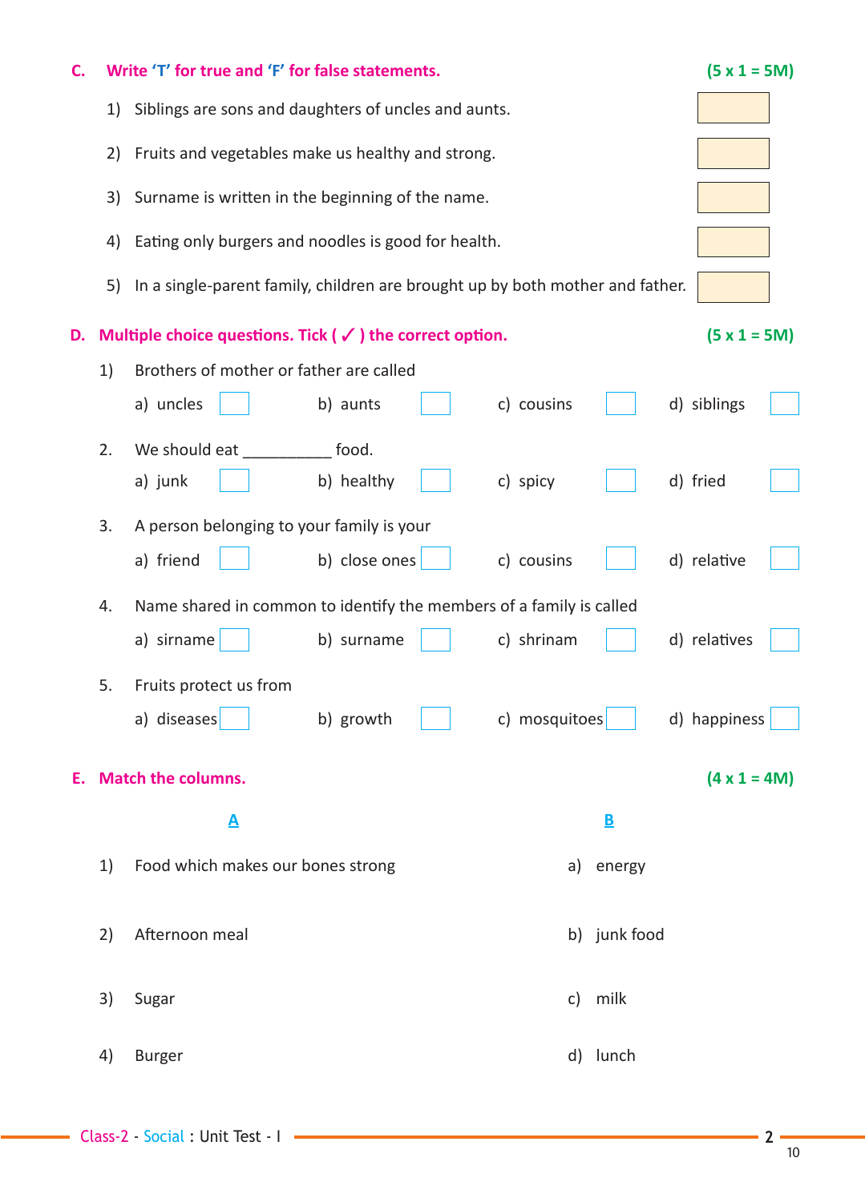## C. Write 'T' for true and 'F' for false statements. (5 x 1 = 5M)

1) Siblings are sons and daughters of uncles and aunts.

2) Fruits and vegetables make us healthy and strong.

3) Surname is written in the beginning of the name.

4) Eating only burgers and noodles is good for health.

5) In a single-parent family, children are brought up by both mother and father.

## D. Multiple choice questions. Tick ( ✓ ) the correct option. (5 x 1 = 5M)

1) Brothers of mother or father are called

a) uncles b) aunts c) cousins d) siblings

2. We should eat __________ food.

a) junk b) healthy c) spicy d) fried

3. A person belonging to your family is your

a) friend b) close ones c) cousins d) relative

4. Name shared in common to identify the members of a family is called

a) sirname b) surname c) shrinam d) relatives

5. Fruits protect us from

a) diseases b) growth c) mosquitoes d) happiness

## E. Match the columns. (4 x 1 = 4M)

| A | B |
|---|---|
| 1) Food which makes our bones strong | a) energy |
| 2) Afternoon meal | b) junk food |
| 3) Sugar | c) milk |
| 4) Burger | d) lunch |